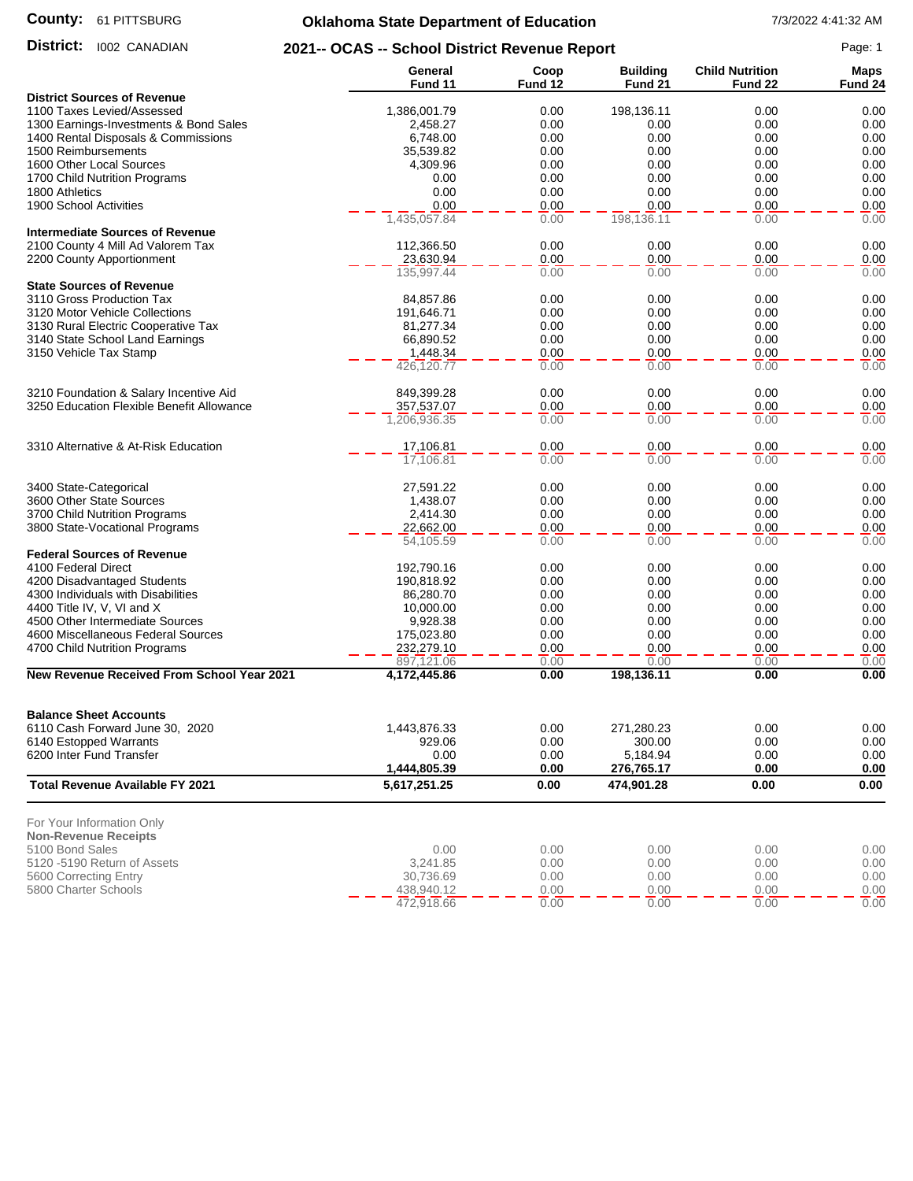**County:** 61 PITTSBURG

**District:** I002 CANADIAN

# Oklahoma State Department of Education

## 2021-- OCAS -- School District Revenue Report

7/3/2022 4:41:32 AM

| | General Fund 11 | Coop Fund 12 | Building Fund 21 | Child Nutrition Fund 22 | Maps Fund 24 |
|---|---|---|---|---|---|
| **District Sources of Revenue** | | | | | |
| 1100 Taxes Levied/Assessed | 1,386,001.79 | 0.00 | 198,136.11 | 0.00 | 0.00 |
| 1300 Earnings-Investments & Bond Sales | 2,458.27 | 0.00 | 0.00 | 0.00 | 0.00 |
| 1400 Rental Disposals & Commissions | 6,748.00 | 0.00 | 0.00 | 0.00 | 0.00 |
| 1500 Reimbursements | 35,539.82 | 0.00 | 0.00 | 0.00 | 0.00 |
| 1600 Other Local Sources | 4,309.96 | 0.00 | 0.00 | 0.00 | 0.00 |
| 1700 Child Nutrition Programs | 0.00 | 0.00 | 0.00 | 0.00 | 0.00 |
| 1800 Athletics | 0.00 | 0.00 | 0.00 | 0.00 | 0.00 |
| 1900 School Activities | 0.00 | 0.00 | 0.00 | 0.00 | 0.00 |
| | 1,435,057.84 | 0.00 | 198,136.11 | 0.00 | 0.00 |
| **Intermediate Sources of Revenue** | | | | | |
| 2100 County 4 Mill Ad Valorem Tax | 112,366.50 | 0.00 | 0.00 | 0.00 | 0.00 |
| 2200 County Apportionment | 23,630.94 | 0.00 | 0.00 | 0.00 | 0.00 |
| | 135,997.44 | 0.00 | 0.00 | 0.00 | 0.00 |
| **State Sources of Revenue** | | | | | |
| 3110 Gross Production Tax | 84,857.86 | 0.00 | 0.00 | 0.00 | 0.00 |
| 3120 Motor Vehicle Collections | 191,646.71 | 0.00 | 0.00 | 0.00 | 0.00 |
| 3130 Rural Electric Cooperative Tax | 81,277.34 | 0.00 | 0.00 | 0.00 | 0.00 |
| 3140 State School Land Earnings | 66,890.52 | 0.00 | 0.00 | 0.00 | 0.00 |
| 3150 Vehicle Tax Stamp | 1,448.34 | 0.00 | 0.00 | 0.00 | 0.00 |
| | 426,120.77 | 0.00 | 0.00 | 0.00 | 0.00 |
| 3210 Foundation & Salary Incentive Aid | 849,399.28 | 0.00 | 0.00 | 0.00 | 0.00 |
| 3250 Education Flexible Benefit Allowance | 357,537.07 | 0.00 | 0.00 | 0.00 | 0.00 |
| | 1,206,936.35 | 0.00 | 0.00 | 0.00 | 0.00 |
| 3310 Alternative & At-Risk Education | 17,106.81 | 0.00 | 0.00 | 0.00 | 0.00 |
| | 17,106.81 | 0.00 | 0.00 | 0.00 | 0.00 |
| 3400 State-Categorical | 27,591.22 | 0.00 | 0.00 | 0.00 | 0.00 |
| 3600 Other State Sources | 1,438.07 | 0.00 | 0.00 | 0.00 | 0.00 |
| 3700 Child Nutrition Programs | 2,414.30 | 0.00 | 0.00 | 0.00 | 0.00 |
| 3800 State-Vocational Programs | 22,662.00 | 0.00 | 0.00 | 0.00 | 0.00 |
| | 54,105.59 | 0.00 | 0.00 | 0.00 | 0.00 |
| **Federal Sources of Revenue** | | | | | |
| 4100 Federal Direct | 192,790.16 | 0.00 | 0.00 | 0.00 | 0.00 |
| 4200 Disadvantaged Students | 190,818.92 | 0.00 | 0.00 | 0.00 | 0.00 |
| 4300 Individuals with Disabilities | 86,280.70 | 0.00 | 0.00 | 0.00 | 0.00 |
| 4400 Title IV, V, VI and X | 10,000.00 | 0.00 | 0.00 | 0.00 | 0.00 |
| 4500 Other Intermediate Sources | 9,928.38 | 0.00 | 0.00 | 0.00 | 0.00 |
| 4600 Miscellaneous Federal Sources | 175,023.80 | 0.00 | 0.00 | 0.00 | 0.00 |
| 4700 Child Nutrition Programs | 232,279.10 | 0.00 | 0.00 | 0.00 | 0.00 |
| | 897,121.06 | 0.00 | 0.00 | 0.00 | 0.00 |
| **New Revenue Received From School Year 2021** | **4,172,445.86** | **0.00** | **198,136.11** | **0.00** | **0.00** |
| **Balance Sheet Accounts** | | | | | |
| 6110 Cash Forward June 30, 2020 | 1,443,876.33 | 0.00 | 271,280.23 | 0.00 | 0.00 |
| 6140 Estopped Warrants | 929.06 | 0.00 | 300.00 | 0.00 | 0.00 |
| 6200 Inter Fund Transfer | 0.00 | 0.00 | 5,184.94 | 0.00 | 0.00 |
| | **1,444,805.39** | **0.00** | **276,765.17** | **0.00** | **0.00** |
| **Total Revenue Available FY 2021** | **5,617,251.25** | **0.00** | **474,901.28** | **0.00** | **0.00** |

For Your Information Only

| **Non-Revenue Receipts** | General Fund 11 | Coop Fund 12 | Building Fund 21 | Child Nutrition Fund 22 | Maps Fund 24 |
|---|---|---|---|---|---|
| 5100 Bond Sales | 0.00 | 0.00 | 0.00 | 0.00 | 0.00 |
| 5120 -5190 Return of Assets | 3,241.85 | 0.00 | 0.00 | 0.00 | 0.00 |
| 5600 Correcting Entry | 30,736.69 | 0.00 | 0.00 | 0.00 | 0.00 |
| 5800 Charter Schools | 438,940.12 | 0.00 | 0.00 | 0.00 | 0.00 |
| | 472,918.66 | 0.00 | 0.00 | 0.00 | 0.00 |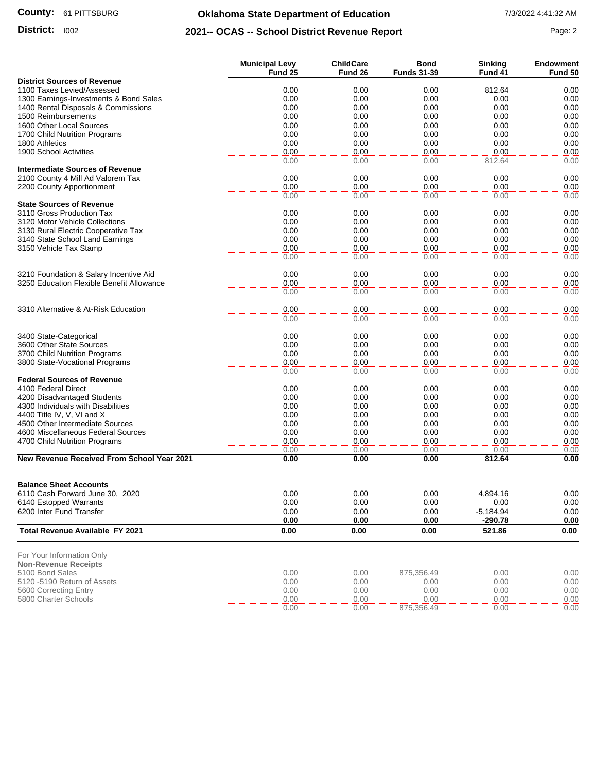**County:** 61 PITTSBURG

**District:** I002

# Oklahoma State Department of Education

## 2021-- OCAS -- School District Revenue Report

7/3/2022 4:41:32 AM

| | Municipal Levy Fund 25 | ChildCare Fund 26 | Bond Funds 31-39 | Sinking Fund 41 | Endowment Fund 50 |
|---|---|---|---|---|---|
| **District Sources of Revenue** | | | | | |
| 1100 Taxes Levied/Assessed | 0.00 | 0.00 | 0.00 | 812.64 | 0.00 |
| 1300 Earnings-Investments & Bond Sales | 0.00 | 0.00 | 0.00 | 0.00 | 0.00 |
| 1400 Rental Disposals & Commissions | 0.00 | 0.00 | 0.00 | 0.00 | 0.00 |
| 1500 Reimbursements | 0.00 | 0.00 | 0.00 | 0.00 | 0.00 |
| 1600 Other Local Sources | 0.00 | 0.00 | 0.00 | 0.00 | 0.00 |
| 1700 Child Nutrition Programs | 0.00 | 0.00 | 0.00 | 0.00 | 0.00 |
| 1800 Athletics | 0.00 | 0.00 | 0.00 | 0.00 | 0.00 |
| 1900 School Activities | 0.00 | 0.00 | 0.00 | 0.00 | 0.00 |
| | 0.00 | 0.00 | 0.00 | 812.64 | 0.00 |
| **Intermediate Sources of Revenue** | | | | | |
| 2100 County 4 Mill Ad Valorem Tax | 0.00 | 0.00 | 0.00 | 0.00 | 0.00 |
| 2200 County Apportionment | 0.00 | 0.00 | 0.00 | 0.00 | 0.00 |
| | 0.00 | 0.00 | 0.00 | 0.00 | 0.00 |
| **State Sources of Revenue** | | | | | |
| 3110 Gross Production Tax | 0.00 | 0.00 | 0.00 | 0.00 | 0.00 |
| 3120 Motor Vehicle Collections | 0.00 | 0.00 | 0.00 | 0.00 | 0.00 |
| 3130 Rural Electric Cooperative Tax | 0.00 | 0.00 | 0.00 | 0.00 | 0.00 |
| 3140 State School Land Earnings | 0.00 | 0.00 | 0.00 | 0.00 | 0.00 |
| 3150 Vehicle Tax Stamp | 0.00 | 0.00 | 0.00 | 0.00 | 0.00 |
| | 0.00 | 0.00 | 0.00 | 0.00 | 0.00 |
| 3210 Foundation & Salary Incentive Aid | 0.00 | 0.00 | 0.00 | 0.00 | 0.00 |
| 3250 Education Flexible Benefit Allowance | 0.00 | 0.00 | 0.00 | 0.00 | 0.00 |
| | 0.00 | 0.00 | 0.00 | 0.00 | 0.00 |
| 3310 Alternative & At-Risk Education | 0.00 | 0.00 | 0.00 | 0.00 | 0.00 |
| | 0.00 | 0.00 | 0.00 | 0.00 | 0.00 |
| 3400 State-Categorical | 0.00 | 0.00 | 0.00 | 0.00 | 0.00 |
| 3600 Other State Sources | 0.00 | 0.00 | 0.00 | 0.00 | 0.00 |
| 3700 Child Nutrition Programs | 0.00 | 0.00 | 0.00 | 0.00 | 0.00 |
| 3800 State-Vocational Programs | 0.00 | 0.00 | 0.00 | 0.00 | 0.00 |
| | 0.00 | 0.00 | 0.00 | 0.00 | 0.00 |
| **Federal Sources of Revenue** | | | | | |
| 4100 Federal Direct | 0.00 | 0.00 | 0.00 | 0.00 | 0.00 |
| 4200 Disadvantaged Students | 0.00 | 0.00 | 0.00 | 0.00 | 0.00 |
| 4300 Individuals with Disabilities | 0.00 | 0.00 | 0.00 | 0.00 | 0.00 |
| 4400 Title IV, V, VI and X | 0.00 | 0.00 | 0.00 | 0.00 | 0.00 |
| 4500 Other Intermediate Sources | 0.00 | 0.00 | 0.00 | 0.00 | 0.00 |
| 4600 Miscellaneous Federal Sources | 0.00 | 0.00 | 0.00 | 0.00 | 0.00 |
| 4700 Child Nutrition Programs | 0.00 | 0.00 | 0.00 | 0.00 | 0.00 |
| | 0.00 | 0.00 | 0.00 | 0.00 | 0.00 |
| **New Revenue Received From School Year 2021** | **0.00** | **0.00** | **0.00** | **812.64** | **0.00** |
| **Balance Sheet Accounts** | | | | | |
| 6110 Cash Forward June 30, 2020 | 0.00 | 0.00 | 0.00 | 4,894.16 | 0.00 |
| 6140 Estopped Warrants | 0.00 | 0.00 | 0.00 | 0.00 | 0.00 |
| 6200 Inter Fund Transfer | 0.00 | 0.00 | 0.00 | -5,184.94 | 0.00 |
| | **0.00** | **0.00** | **0.00** | **-290.78** | **0.00** |
| **Total Revenue Available FY 2021** | **0.00** | **0.00** | **0.00** | **521.86** | **0.00** |

For Your Information Only

| **Non-Revenue Receipts** | Municipal Levy Fund 25 | ChildCare Fund 26 | Bond Funds 31-39 | Sinking Fund 41 | Endowment Fund 50 |
|---|---|---|---|---|---|
| 5100 Bond Sales | 0.00 | 0.00 | 875,356.49 | 0.00 | 0.00 |
| 5120 -5190 Return of Assets | 0.00 | 0.00 | 0.00 | 0.00 | 0.00 |
| 5600 Correcting Entry | 0.00 | 0.00 | 0.00 | 0.00 | 0.00 |
| 5800 Charter Schools | 0.00 | 0.00 | 0.00 | 0.00 | 0.00 |
| | 0.00 | 0.00 | 875,356.49 | 0.00 | 0.00 |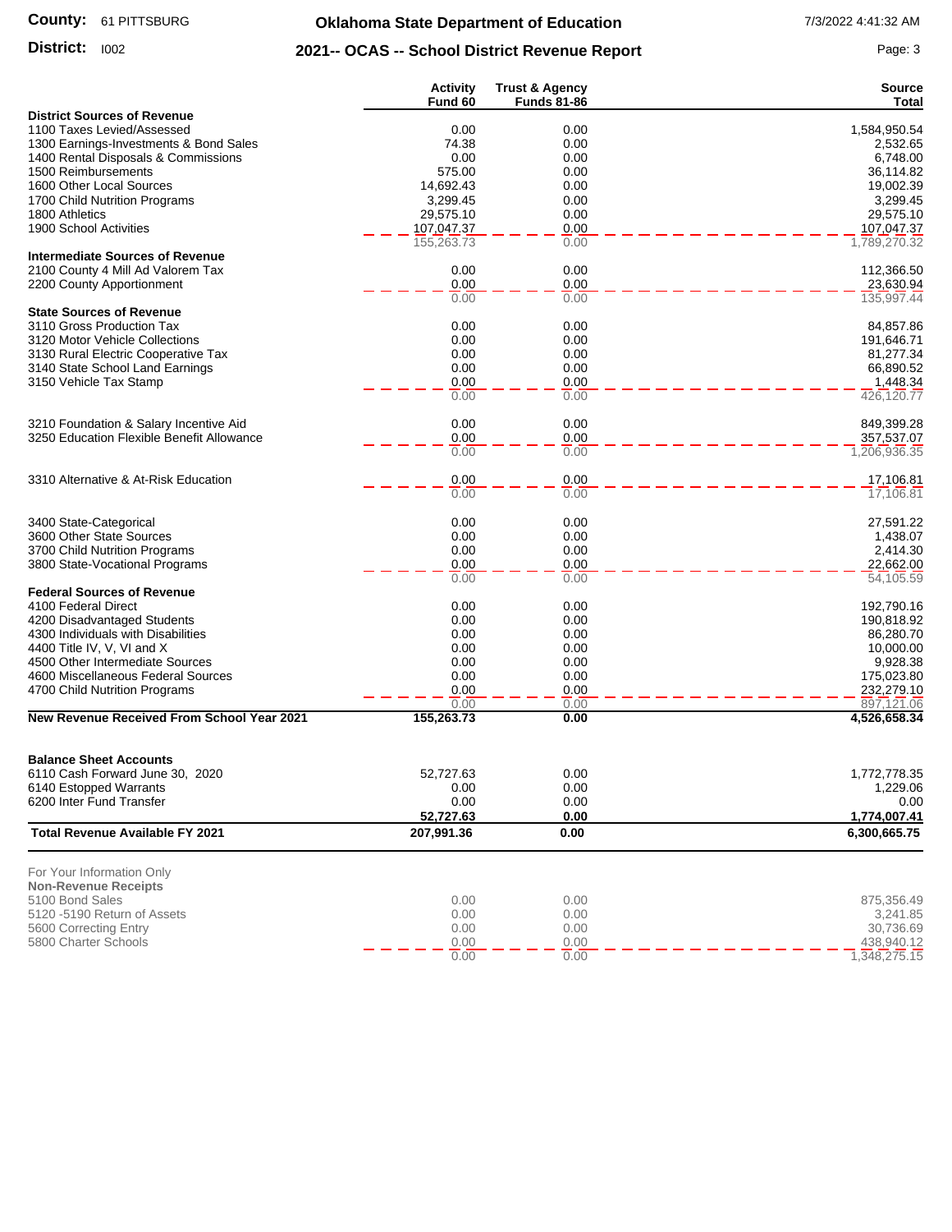County: 61 PITTSBURG

District: I002

# Oklahoma State Department of Education

## 2021-- OCAS -- School District Revenue Report

7/3/2022 4:41:32 AM

| | Activity Fund 60 | Trust & Agency Funds 81-86 | Source Total |
|---|---|---|---|
| **District Sources of Revenue** | | | |
| 1100 Taxes Levied/Assessed | 0.00 | 0.00 | 1,584,950.54 |
| 1300 Earnings-Investments & Bond Sales | 74.38 | 0.00 | 2,532.65 |
| 1400 Rental Disposals & Commissions | 0.00 | 0.00 | 6,748.00 |
| 1500 Reimbursements | 575.00 | 0.00 | 36,114.82 |
| 1600 Other Local Sources | 14,692.43 | 0.00 | 19,002.39 |
| 1700 Child Nutrition Programs | 3,299.45 | 0.00 | 3,299.45 |
| 1800 Athletics | 29,575.10 | 0.00 | 29,575.10 |
| 1900 School Activities | 107,047.37 | 0.00 | 107,047.37 |
| | 155,263.73 | 0.00 | 1,789,270.32 |
| **Intermediate Sources of Revenue** | | | |
| 2100 County 4 Mill Ad Valorem Tax | 0.00 | 0.00 | 112,366.50 |
| 2200 County Apportionment | 0.00 | 0.00 | 23,630.94 |
| | 0.00 | 0.00 | 135,997.44 |
| **State Sources of Revenue** | | | |
| 3110 Gross Production Tax | 0.00 | 0.00 | 84,857.86 |
| 3120 Motor Vehicle Collections | 0.00 | 0.00 | 191,646.71 |
| 3130 Rural Electric Cooperative Tax | 0.00 | 0.00 | 81,277.34 |
| 3140 State School Land Earnings | 0.00 | 0.00 | 66,890.52 |
| 3150 Vehicle Tax Stamp | 0.00 | 0.00 | 1,448.34 |
| | 0.00 | 0.00 | 426,120.77 |
| 3210 Foundation & Salary Incentive Aid | 0.00 | 0.00 | 849,399.28 |
| 3250 Education Flexible Benefit Allowance | 0.00 | 0.00 | 357,537.07 |
| | 0.00 | 0.00 | 1,206,936.35 |
| 3310 Alternative & At-Risk Education | 0.00 | 0.00 | 17,106.81 |
| | 0.00 | 0.00 | 17,106.81 |
| 3400 State-Categorical | 0.00 | 0.00 | 27,591.22 |
| 3600 Other State Sources | 0.00 | 0.00 | 1,438.07 |
| 3700 Child Nutrition Programs | 0.00 | 0.00 | 2,414.30 |
| 3800 State-Vocational Programs | 0.00 | 0.00 | 22,662.00 |
| | 0.00 | 0.00 | 54,105.59 |
| **Federal Sources of Revenue** | | | |
| 4100 Federal Direct | 0.00 | 0.00 | 192,790.16 |
| 4200 Disadvantaged Students | 0.00 | 0.00 | 190,818.92 |
| 4300 Individuals with Disabilities | 0.00 | 0.00 | 86,280.70 |
| 4400 Title IV, V, VI and X | 0.00 | 0.00 | 10,000.00 |
| 4500 Other Intermediate Sources | 0.00 | 0.00 | 9,928.38 |
| 4600 Miscellaneous Federal Sources | 0.00 | 0.00 | 175,023.80 |
| 4700 Child Nutrition Programs | 0.00 | 0.00 | 232,279.10 |
| | 0.00 | 0.00 | 897,121.06 |
| **New Revenue Received From School Year 2021** | **155,263.73** | **0.00** | **4,526,658.34** |
| **Balance Sheet Accounts** | | | |
| 6110 Cash Forward June 30, 2020 | 52,727.63 | 0.00 | 1,772,778.35 |
| 6140 Estopped Warrants | 0.00 | 0.00 | 1,229.06 |
| 6200 Inter Fund Transfer | 0.00 | 0.00 | 0.00 |
| | **52,727.63** | **0.00** | **1,774,007.41** |
| **Total Revenue Available FY 2021** | **207,991.36** | **0.00** | **6,300,665.75** |
| For Your Information Only | | | |
| **Non-Revenue Receipts** | | | |
| 5100 Bond Sales | 0.00 | 0.00 | 875,356.49 |
| 5120 -5190 Return of Assets | 0.00 | 0.00 | 3,241.85 |
| 5600 Correcting Entry | 0.00 | 0.00 | 30,736.69 |
| 5800 Charter Schools | 0.00 | 0.00 | 438,940.12 |
| | 0.00 | 0.00 | 1,348,275.15 |